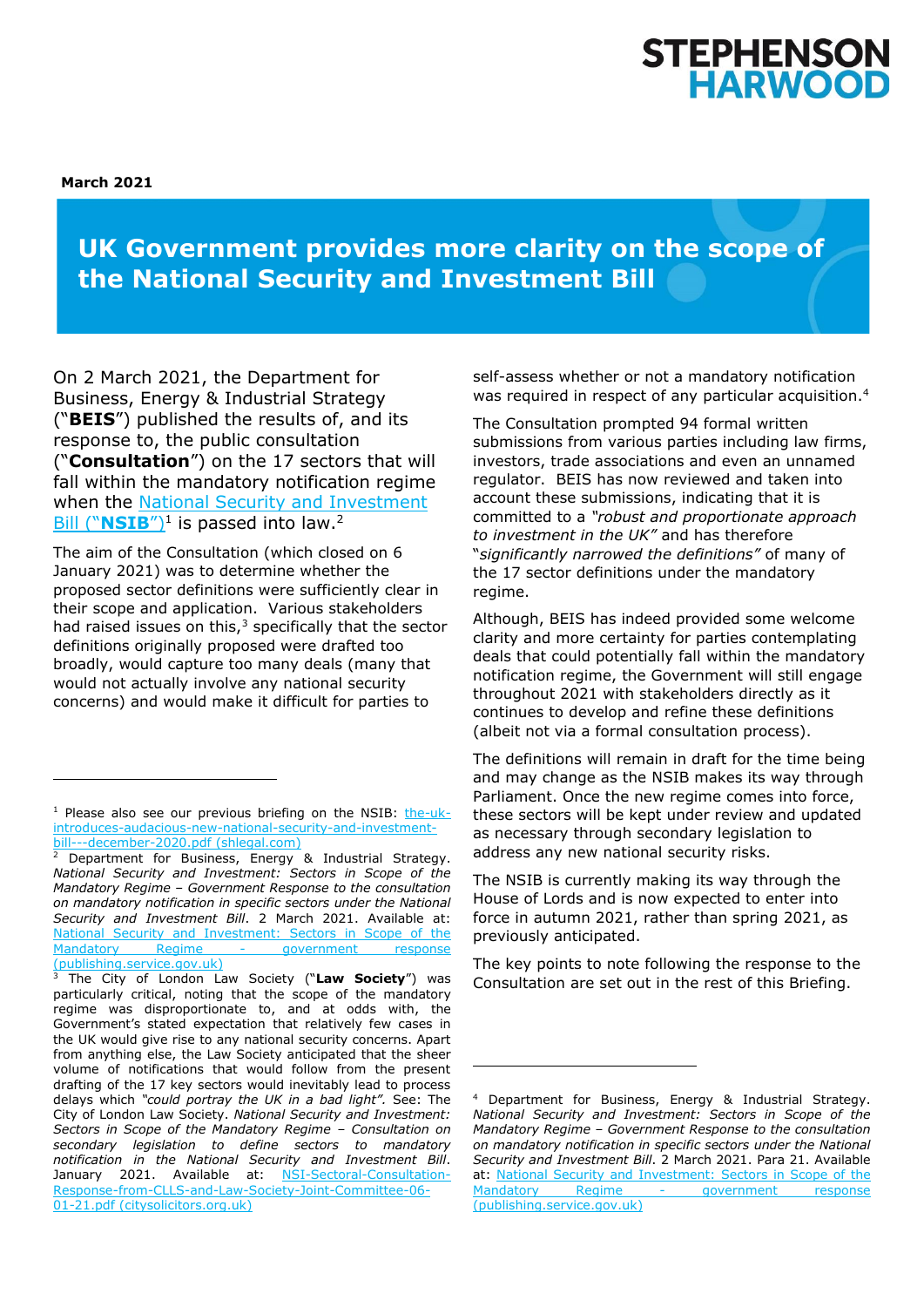**STEPHENSON HARWOOD**

**March 2021**

# UK Government provides more clarity on the scope of the National Security and Investment Bill

On 2 March 2021, the Department for Business, Energy & Industrial Strategy ("**BEIS**") published the results of, and its response to, the public consultation ("**Consultation**") on the 17 sectors that will fall within the mandatory notification regime when the [National Security and Investment Bill ("**NSIB**")][1] is passed into law.[2]

The aim of the Consultation (which closed on 6 January 2021) was to determine whether the proposed sector definitions were sufficiently clear in their scope and application. Various stakeholders had raised issues on this,[3] specifically that the sector definitions originally proposed were drafted too broadly, would capture too many deals (many that would not actually involve any national security concerns) and would make it difficult for parties to self-assess whether or not a mandatory notification was required in respect of any particular acquisition.[4]

The Consultation prompted 94 formal written submissions from various parties including law firms, investors, trade associations and even an unnamed regulator. BEIS has now reviewed and taken into account these submissions, indicating that it is committed to a *"robust and proportionate approach to investment in the UK"* and has therefore "*significantly narrowed the definitions"* of many of the 17 sector definitions under the mandatory regime.

Although, BEIS has indeed provided some welcome clarity and more certainty for parties contemplating deals that could potentially fall within the mandatory notification regime, the Government will still engage throughout 2021 with stakeholders directly as it continues to develop and refine these definitions (albeit not via a formal consultation process).

The definitions will remain in draft for the time being and may change as the NSIB makes its way through Parliament. Once the new regime comes into force, these sectors will be kept under review and updated as necessary through secondary legislation to address any new national security risks.

The NSIB is currently making its way through the House of Lords and is now expected to enter into force in autumn 2021, rather than spring 2021, as previously anticipated.

The key points to note following the response to the Consultation are set out in the rest of this Briefing.

---

[1] Please also see our previous briefing on the NSIB: the-uk-introduces-audacious-new-national-security-and-investment-bill---december-2020.pdf (shlegal.com)

[2] Department for Business, Energy & Industrial Strategy. *National Security and Investment: Sectors in Scope of the Mandatory Regime – Government Response to the consultation on mandatory notification in specific sectors under the National Security and Investment Bill*. 2 March 2021. Available at: National Security and Investment: Sectors in Scope of the Mandatory Regime - government response (publishing.service.gov.uk)

[3] The City of London Law Society ("**Law Society**") was particularly critical, noting that the scope of the mandatory regime was disproportionate to, and at odds with, the Government's stated expectation that relatively few cases in the UK would give rise to any national security concerns. Apart from anything else, the Law Society anticipated that the sheer volume of notifications that would follow from the present drafting of the 17 key sectors would inevitably lead to process delays which *"could portray the UK in a bad light"*. See: The City of London Law Society. *National Security and Investment: Sectors in Scope of the Mandatory Regime – Consultation on secondary legislation to define sectors to mandatory notification in the National Security and Investment Bill*. January 2021. Available at: NSI-Sectoral-Consultation-Response-from-CLLS-and-Law-Society-Joint-Committee-06-01-21.pdf (citysolicitors.org.uk)

[4] Department for Business, Energy & Industrial Strategy. *National Security and Investment: Sectors in Scope of the Mandatory Regime – Government Response to the consultation on mandatory notification in specific sectors under the National Security and Investment Bill*. 2 March 2021. Para 21. Available at: National Security and Investment: Sectors in Scope of the Mandatory Regime - government response (publishing.service.gov.uk)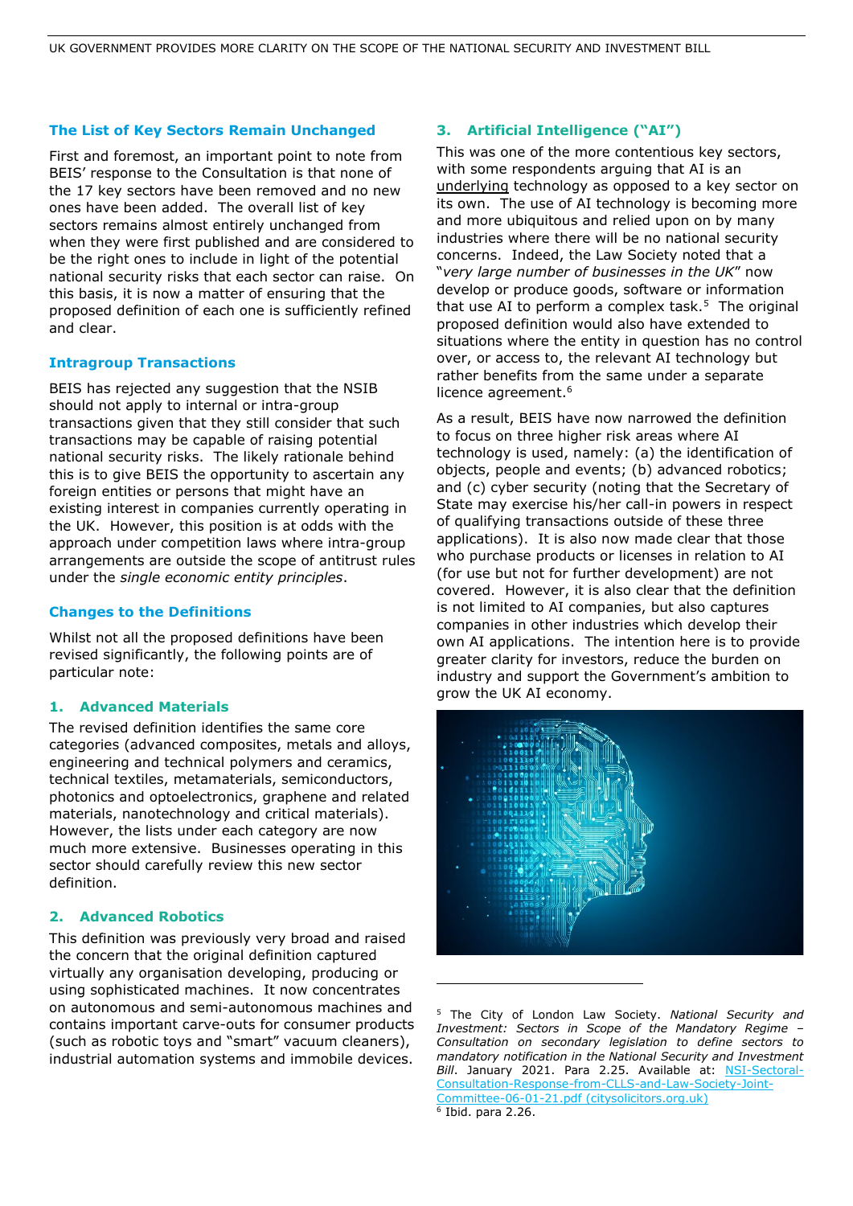## The List of Key Sectors Remain Unchanged

First and foremost, an important point to note from BEIS' response to the Consultation is that none of the 17 key sectors have been removed and no new ones have been added. The overall list of key sectors remains almost entirely unchanged from when they were first published and are considered to be the right ones to include in light of the potential national security risks that each sector can raise. On this basis, it is now a matter of ensuring that the proposed definition of each one is sufficiently refined and clear.

## Intragroup Transactions

BEIS has rejected any suggestion that the NSIB should not apply to internal or intra-group transactions given that they still consider that such transactions may be capable of raising potential national security risks. The likely rationale behind this is to give BEIS the opportunity to ascertain any foreign entities or persons that might have an existing interest in companies currently operating in the UK. However, this position is at odds with the approach under competition laws where intra-group arrangements are outside the scope of antitrust rules under the *single economic entity principles*.

## Changes to the Definitions

Whilst not all the proposed definitions have been revised significantly, the following points are of particular note:

### 1. Advanced Materials

The revised definition identifies the same core categories (advanced composites, metals and alloys, engineering and technical polymers and ceramics, technical textiles, metamaterials, semiconductors, photonics and optoelectronics, graphene and related materials, nanotechnology and critical materials). However, the lists under each category are now much more extensive. Businesses operating in this sector should carefully review this new sector definition.

### 2. Advanced Robotics

This definition was previously very broad and raised the concern that the original definition captured virtually any organisation developing, producing or using sophisticated machines. It now concentrates on autonomous and semi-autonomous machines and contains important carve-outs for consumer products (such as robotic toys and "smart" vacuum cleaners), industrial automation systems and immobile devices.

### 3. Artificial Intelligence ("AI")

This was one of the more contentious key sectors, with some respondents arguing that AI is an underlying technology as opposed to a key sector on its own. The use of AI technology is becoming more and more ubiquitous and relied upon on by many industries where there will be no national security concerns. Indeed, the Law Society noted that a "*very large number of businesses in the UK*" now develop or produce goods, software or information that use AI to perform a complex task.[5] The original proposed definition would also have extended to situations where the entity in question has no control over, or access to, the relevant AI technology but rather benefits from the same under a separate licence agreement.[6]

As a result, BEIS have now narrowed the definition to focus on three higher risk areas where AI technology is used, namely: (a) the identification of objects, people and events; (b) advanced robotics; and (c) cyber security (noting that the Secretary of State may exercise his/her call-in powers in respect of qualifying transactions outside of these three applications). It is also now made clear that those who purchase products or licenses in relation to AI (for use but not for further development) are not covered. However, it is also clear that the definition is not limited to AI companies, but also captures companies in other industries which develop their own AI applications. The intention here is to provide greater clarity for investors, reduce the burden on industry and support the Government's ambition to grow the UK AI economy.

---

[5] The City of London Law Society. *National Security and Investment: Sectors in Scope of the Mandatory Regime – Consultation on secondary legislation to define sectors to mandatory notification in the National Security and Investment Bill*. January 2021. Para 2.25. Available at: [NSI-Sectoral-Consultation-Response-from-CLLS-and-Law-Society-Joint-Committee-06-01-21.pdf (citysolicitors.org.uk)](NSI-Sectoral-Consultation-Response-from-CLLS-and-Law-Society-Joint-Committee-06-01-21.pdf)

[6] Ibid. para 2.26.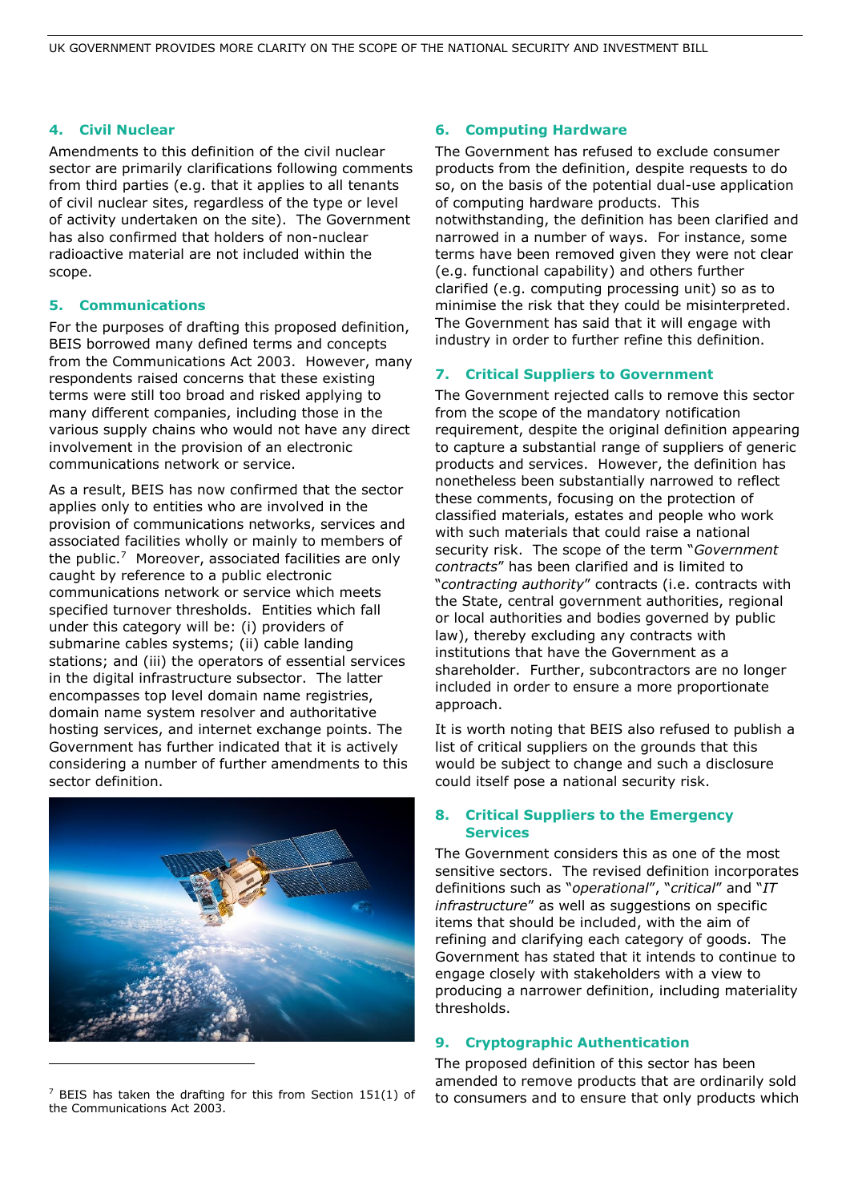### 4. Civil Nuclear

Amendments to this definition of the civil nuclear sector are primarily clarifications following comments from third parties (e.g. that it applies to all tenants of civil nuclear sites, regardless of the type or level of activity undertaken on the site). The Government has also confirmed that holders of non-nuclear radioactive material are not included within the scope.

### 5. Communications

For the purposes of drafting this proposed definition, BEIS borrowed many defined terms and concepts from the Communications Act 2003. However, many respondents raised concerns that these existing terms were still too broad and risked applying to many different companies, including those in the various supply chains who would not have any direct involvement in the provision of an electronic communications network or service.

As a result, BEIS has now confirmed that the sector applies only to entities who are involved in the provision of communications networks, services and associated facilities wholly or mainly to members of the public.[7] Moreover, associated facilities are only caught by reference to a public electronic communications network or service which meets specified turnover thresholds. Entities which fall under this category will be: (i) providers of submarine cables systems; (ii) cable landing stations; and (iii) the operators of essential services in the digital infrastructure subsector. The latter encompasses top level domain name registries, domain name system resolver and authoritative hosting services, and internet exchange points. The Government has further indicated that it is actively considering a number of further amendments to this sector definition.

[7] BEIS has taken the drafting for this from Section 151(1) of the Communications Act 2003.

### 6. Computing Hardware

The Government has refused to exclude consumer products from the definition, despite requests to do so, on the basis of the potential dual-use application of computing hardware products. This notwithstanding, the definition has been clarified and narrowed in a number of ways. For instance, some terms have been removed given they were not clear (e.g. functional capability) and others further clarified (e.g. computing processing unit) so as to minimise the risk that they could be misinterpreted. The Government has said that it will engage with industry in order to further refine this definition.

### 7. Critical Suppliers to Government

The Government rejected calls to remove this sector from the scope of the mandatory notification requirement, despite the original definition appearing to capture a substantial range of suppliers of generic products and services. However, the definition has nonetheless been substantially narrowed to reflect these comments, focusing on the protection of classified materials, estates and people who work with such materials that could raise a national security risk. The scope of the term "*Government contracts*" has been clarified and is limited to "*contracting authority*" contracts (i.e. contracts with the State, central government authorities, regional or local authorities and bodies governed by public law), thereby excluding any contracts with institutions that have the Government as a shareholder. Further, subcontractors are no longer included in order to ensure a more proportionate approach.

It is worth noting that BEIS also refused to publish a list of critical suppliers on the grounds that this would be subject to change and such a disclosure could itself pose a national security risk.

### 8. Critical Suppliers to the Emergency Services

The Government considers this as one of the most sensitive sectors. The revised definition incorporates definitions such as "*operational*", "*critical*" and "*IT infrastructure*" as well as suggestions on specific items that should be included, with the aim of refining and clarifying each category of goods. The Government has stated that it intends to continue to engage closely with stakeholders with a view to producing a narrower definition, including materiality thresholds.

### 9. Cryptographic Authentication

The proposed definition of this sector has been amended to remove products that are ordinarily sold to consumers and to ensure that only products which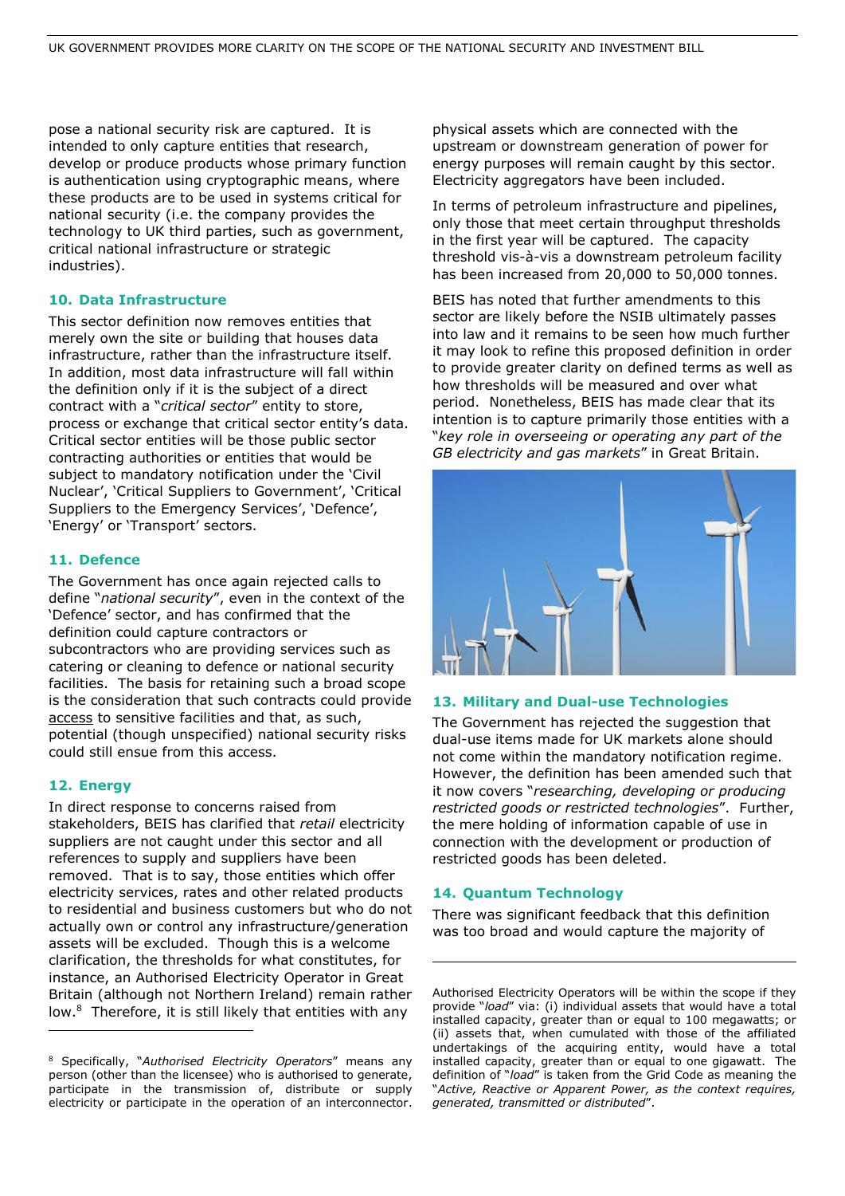pose a national security risk are captured. It is intended to only capture entities that research, develop or produce products whose primary function is authentication using cryptographic means, where these products are to be used in systems critical for national security (i.e. the company provides the technology to UK third parties, such as government, critical national infrastructure or strategic industries).

### 10. Data Infrastructure

This sector definition now removes entities that merely own the site or building that houses data infrastructure, rather than the infrastructure itself. In addition, most data infrastructure will fall within the definition only if it is the subject of a direct contract with a "*critical sector*" entity to store, process or exchange that critical sector entity's data. Critical sector entities will be those public sector contracting authorities or entities that would be subject to mandatory notification under the 'Civil Nuclear', 'Critical Suppliers to Government', 'Critical Suppliers to the Emergency Services', 'Defence', 'Energy' or 'Transport' sectors.

### 11. Defence

The Government has once again rejected calls to define "*national security*", even in the context of the 'Defence' sector, and has confirmed that the definition could capture contractors or subcontractors who are providing services such as catering or cleaning to defence or national security facilities. The basis for retaining such a broad scope is the consideration that such contracts could provide access to sensitive facilities and that, as such, potential (though unspecified) national security risks could still ensue from this access.

### 12. Energy

In direct response to concerns raised from stakeholders, BEIS has clarified that *retail* electricity suppliers are not caught under this sector and all references to supply and suppliers have been removed. That is to say, those entities which offer electricity services, rates and other related products to residential and business customers but who do not actually own or control any infrastructure/generation assets will be excluded. Though this is a welcome clarification, the thresholds for what constitutes, for instance, an Authorised Electricity Operator in Great Britain (although not Northern Ireland) remain rather low.[8] Therefore, it is still likely that entities with any physical assets which are connected with the upstream or downstream generation of power for energy purposes will remain caught by this sector. Electricity aggregators have been included.

In terms of petroleum infrastructure and pipelines, only those that meet certain throughput thresholds in the first year will be captured. The capacity threshold vis-à-vis a downstream petroleum facility has been increased from 20,000 to 50,000 tonnes.

BEIS has noted that further amendments to this sector are likely before the NSIB ultimately passes into law and it remains to be seen how much further it may look to refine this proposed definition in order to provide greater clarity on defined terms as well as how thresholds will be measured and over what period. Nonetheless, BEIS has made clear that its intention is to capture primarily those entities with a "*key role in overseeing or operating any part of the GB electricity and gas markets*" in Great Britain.

### 13. Military and Dual-use Technologies

The Government has rejected the suggestion that dual-use items made for UK markets alone should not come within the mandatory notification regime. However, the definition has been amended such that it now covers "*researching, developing or producing restricted goods or restricted technologies*". Further, the mere holding of information capable of use in connection with the development or production of restricted goods has been deleted.

### 14. Quantum Technology

There was significant feedback that this definition was too broad and would capture the majority of

---

[8] Specifically, "*Authorised Electricity Operators*" means any person (other than the licensee) who is authorised to generate, participate in the transmission of, distribute or supply electricity or participate in the operation of an interconnector. Authorised Electricity Operators will be within the scope if they provide "*load*" via: (i) individual assets that would have a total installed capacity, greater than or equal to 100 megawatts; or (ii) assets that, when cumulated with those of the affiliated undertakings of the acquiring entity, would have a total installed capacity, greater than or equal to one gigawatt. The definition of "*load*" is taken from the Grid Code as meaning the "*Active, Reactive or Apparent Power, as the context requires, generated, transmitted or distributed*".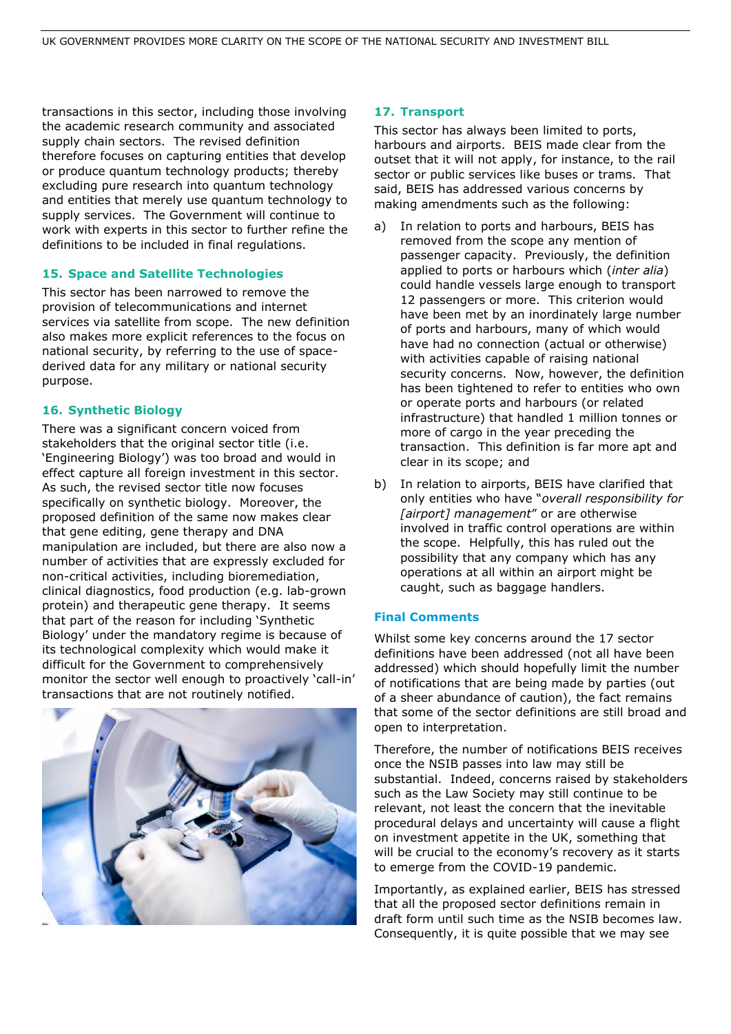transactions in this sector, including those involving the academic research community and associated supply chain sectors. The revised definition therefore focuses on capturing entities that develop or produce quantum technology products; thereby excluding pure research into quantum technology and entities that merely use quantum technology to supply services. The Government will continue to work with experts in this sector to further refine the definitions to be included in final regulations.

### 15. Space and Satellite Technologies

This sector has been narrowed to remove the provision of telecommunications and internet services via satellite from scope. The new definition also makes more explicit references to the focus on national security, by referring to the use of space-derived data for any military or national security purpose.

### 16. Synthetic Biology

There was a significant concern voiced from stakeholders that the original sector title (i.e. 'Engineering Biology') was too broad and would in effect capture all foreign investment in this sector. As such, the revised sector title now focuses specifically on synthetic biology. Moreover, the proposed definition of the same now makes clear that gene editing, gene therapy and DNA manipulation are included, but there are also now a number of activities that are expressly excluded for non-critical activities, including bioremediation, clinical diagnostics, food production (e.g. lab-grown protein) and therapeutic gene therapy. It seems that part of the reason for including 'Synthetic Biology' under the mandatory regime is because of its technological complexity which would make it difficult for the Government to comprehensively monitor the sector well enough to proactively 'call-in' transactions that are not routinely notified.

### 17. Transport

This sector has always been limited to ports, harbours and airports. BEIS made clear from the outset that it will not apply, for instance, to the rail sector or public services like buses or trams. That said, BEIS has addressed various concerns by making amendments such as the following:

a) In relation to ports and harbours, BEIS has removed from the scope any mention of passenger capacity. Previously, the definition applied to ports or harbours which (*inter alia*) could handle vessels large enough to transport 12 passengers or more. This criterion would have been met by an inordinately large number of ports and harbours, many of which would have had no connection (actual or otherwise) with activities capable of raising national security concerns. Now, however, the definition has been tightened to refer to entities who own or operate ports and harbours (or related infrastructure) that handled 1 million tonnes or more of cargo in the year preceding the transaction. This definition is far more apt and clear in its scope; and

b) In relation to airports, BEIS have clarified that only entities who have "*overall responsibility for [airport] management*" or are otherwise involved in traffic control operations are within the scope. Helpfully, this has ruled out the possibility that any company which has any operations at all within an airport might be caught, such as baggage handlers.

### Final Comments

Whilst some key concerns around the 17 sector definitions have been addressed (not all have been addressed) which should hopefully limit the number of notifications that are being made by parties (out of a sheer abundance of caution), the fact remains that some of the sector definitions are still broad and open to interpretation.

Therefore, the number of notifications BEIS receives once the NSIB passes into law may still be substantial. Indeed, concerns raised by stakeholders such as the Law Society may still continue to be relevant, not least the concern that the inevitable procedural delays and uncertainty will cause a flight on investment appetite in the UK, something that will be crucial to the economy's recovery as it starts to emerge from the COVID-19 pandemic.

Importantly, as explained earlier, BEIS has stressed that all the proposed sector definitions remain in draft form until such time as the NSIB becomes law. Consequently, it is quite possible that we may see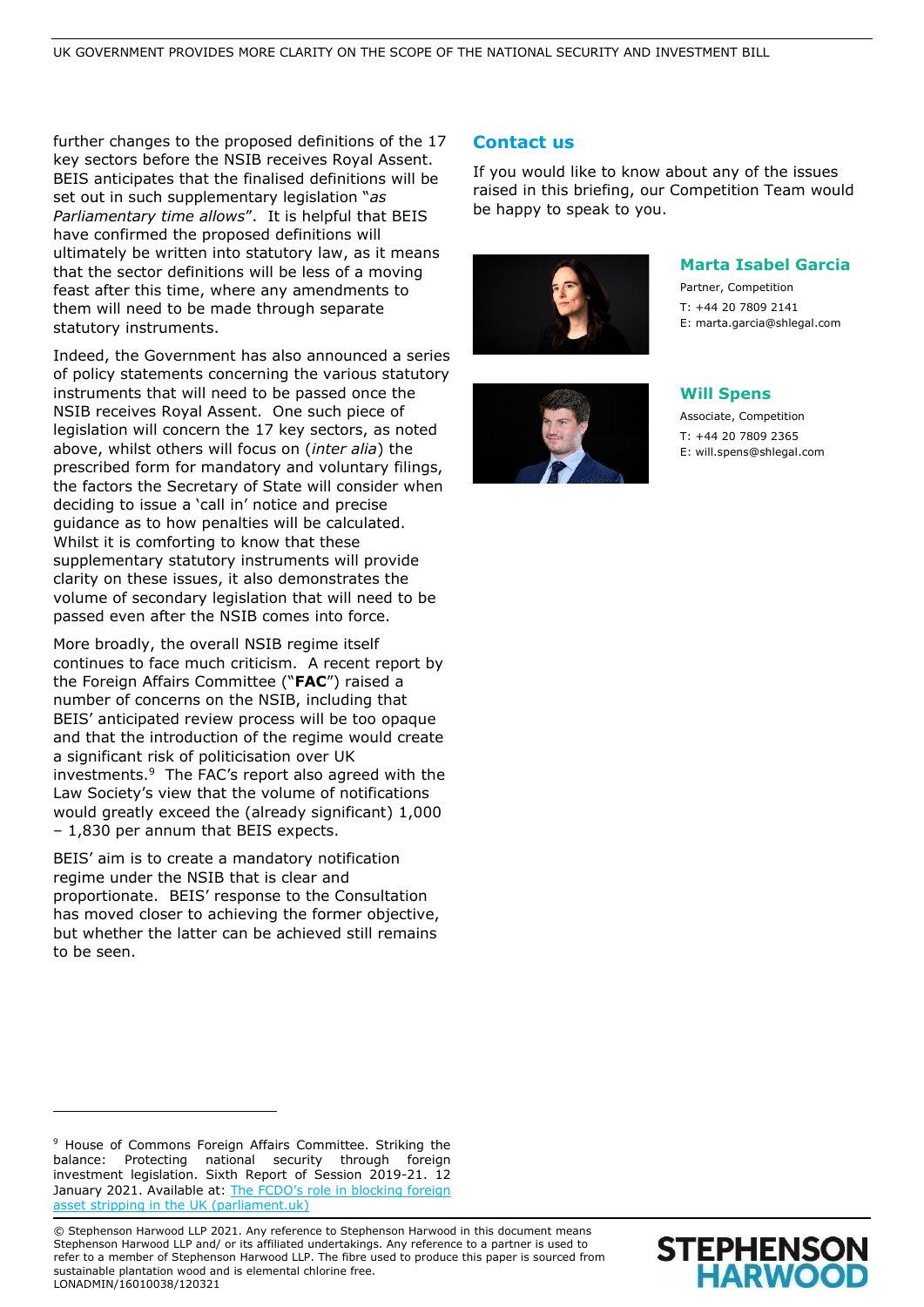further changes to the proposed definitions of the 17 key sectors before the NSIB receives Royal Assent. BEIS anticipates that the finalised definitions will be set out in such supplementary legislation "*as Parliamentary time allows*". It is helpful that BEIS have confirmed the proposed definitions will ultimately be written into statutory law, as it means that the sector definitions will be less of a moving feast after this time, where any amendments to them will need to be made through separate statutory instruments.

Indeed, the Government has also announced a series of policy statements concerning the various statutory instruments that will need to be passed once the NSIB receives Royal Assent. One such piece of legislation will concern the 17 key sectors, as noted above, whilst others will focus on (*inter alia*) the prescribed form for mandatory and voluntary filings, the factors the Secretary of State will consider when deciding to issue a 'call in' notice and precise guidance as to how penalties will be calculated. Whilst it is comforting to know that these supplementary statutory instruments will provide clarity on these issues, it also demonstrates the volume of secondary legislation that will need to be passed even after the NSIB comes into force.

More broadly, the overall NSIB regime itself continues to face much criticism. A recent report by the Foreign Affairs Committee ("**FAC**") raised a number of concerns on the NSIB, including that BEIS' anticipated review process will be too opaque and that the introduction of the regime would create a significant risk of politicisation over UK investments.[9] The FAC's report also agreed with the Law Society's view that the volume of notifications would greatly exceed the (already significant) 1,000 – 1,830 per annum that BEIS expects.

BEIS' aim is to create a mandatory notification regime under the NSIB that is clear and proportionate. BEIS' response to the Consultation has moved closer to achieving the former objective, but whether the latter can be achieved still remains to be seen.

## Contact us

If you would like to know about any of the issues raised in this briefing, our Competition Team would be happy to speak to you.

**Marta Isabel Garcia**
Partner, Competition
T: +44 20 7809 2141
E: marta.garcia@shlegal.com

**Will Spens**
Associate, Competition
T: +44 20 7809 2365
E: will.spens@shlegal.com

---

[9] House of Commons Foreign Affairs Committee. Striking the balance: Protecting national security through foreign investment legislation. Sixth Report of Session 2019-21. 12 January 2021. Available at: [The FCDO's role in blocking foreign asset stripping in the UK (parliament.uk)](#)

© Stephenson Harwood LLP 2021. Any reference to Stephenson Harwood in this document means Stephenson Harwood LLP and/ or its affiliated undertakings. Any reference to a partner is used to refer to a member of Stephenson Harwood LLP. The fibre used to produce this paper is sourced from sustainable plantation wood and is elemental chlorine free.
LONADMIN/16010038/120321

STEPHENSON HARWOOD